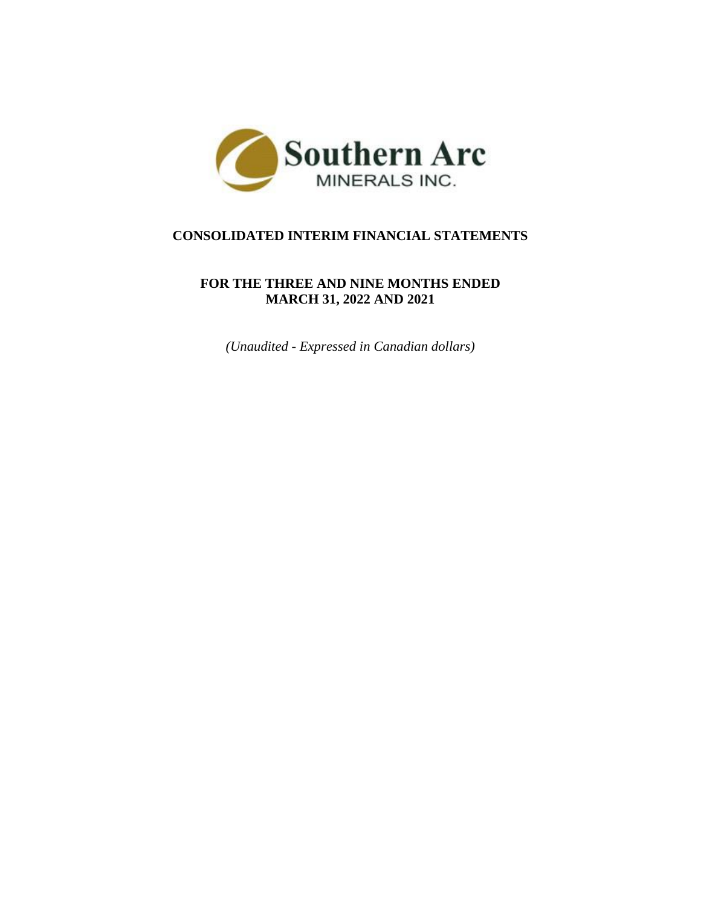Southern Arc
MINERALS INC.

# CONSOLIDATED INTERIM FINANCIAL STATEMENTS

## FOR THE THREE AND NINE MONTHS ENDED MARCH 31, 2022 AND 2021

*(Unaudited - Expressed in Canadian dollars)*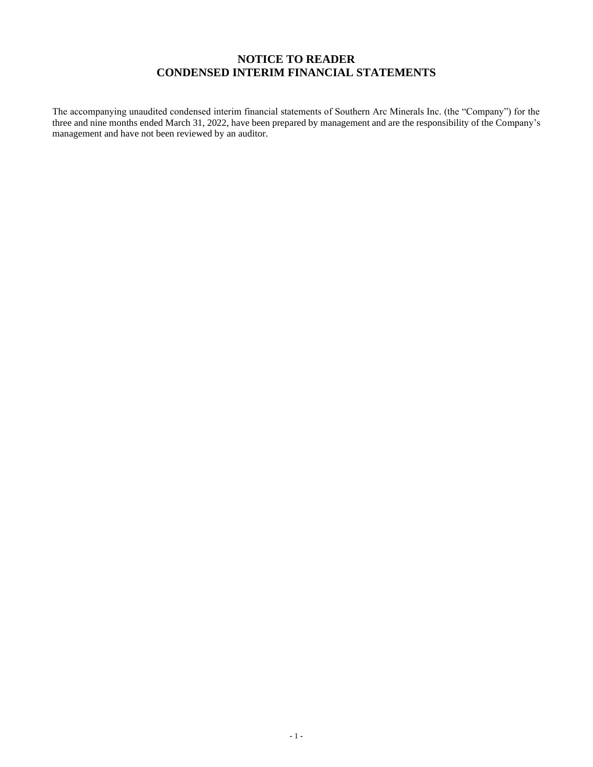# NOTICE TO READER
# CONDENSED INTERIM FINANCIAL STATEMENTS

The accompanying unaudited condensed interim financial statements of Southern Arc Minerals Inc. (the "Company") for the three and nine months ended March 31, 2022, have been prepared by management and are the responsibility of the Company's management and have not been reviewed by an auditor.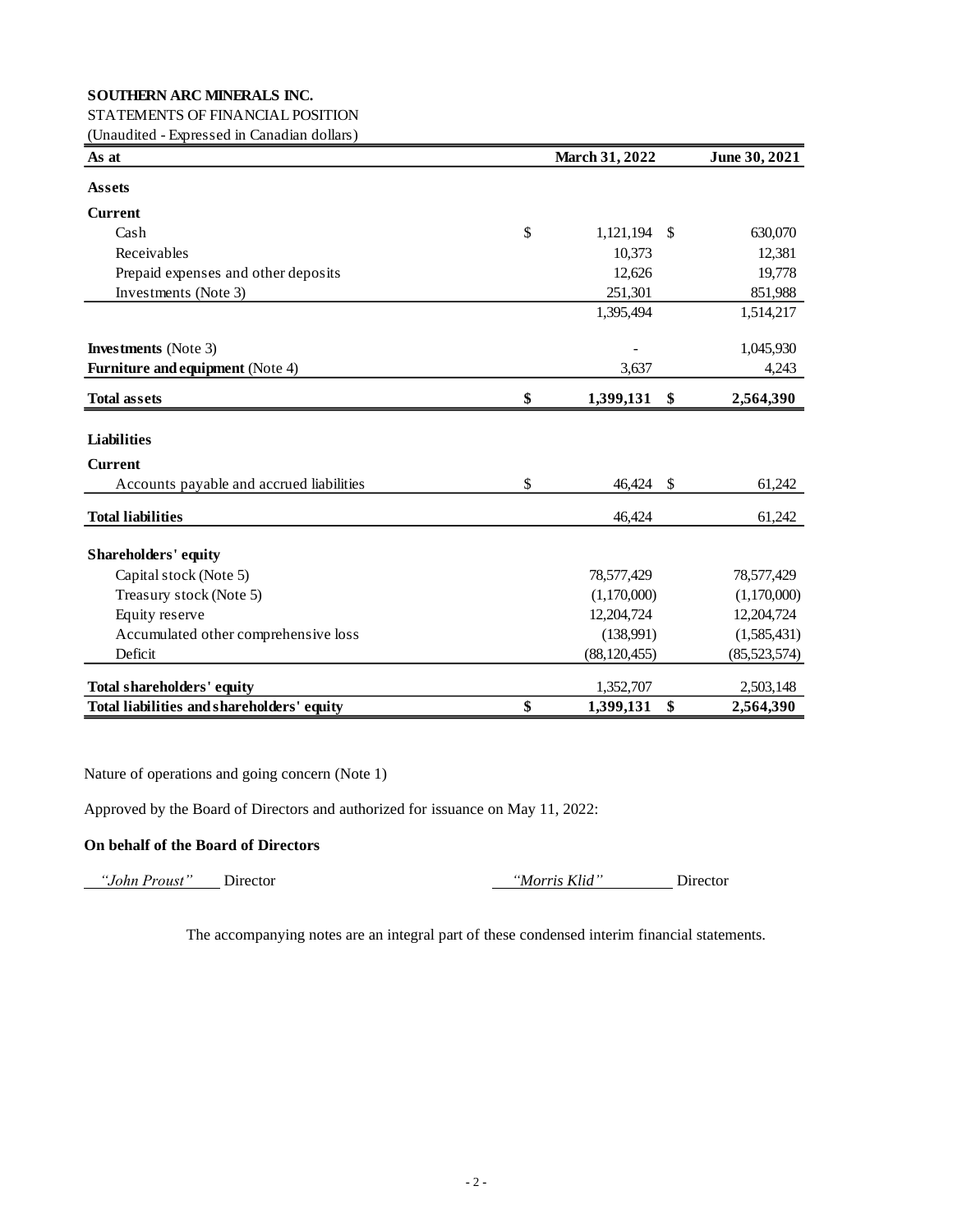**SOUTHERN ARC MINERALS INC.**

STATEMENTS OF FINANCIAL POSITION

(Unaudited - Expressed in Canadian dollars)

| As at | March 31, 2022 | June 30, 2021 |
|---|---|---|
| **Assets** | | |
| **Current** | | |
| Cash | $ 1,121,194 | $ 630,070 |
| Receivables | 10,373 | 12,381 |
| Prepaid expenses and other deposits | 12,626 | 19,778 |
| Investments (Note 3) | 251,301 | 851,988 |
| | 1,395,494 | 1,514,217 |
| **Investments** (Note 3) | - | 1,045,930 |
| **Furniture and equipment** (Note 4) | 3,637 | 4,243 |
| **Total assets** | **$ 1,399,131** | **$ 2,564,390** |
| **Liabilities** | | |
| **Current** | | |
| Accounts payable and accrued liabilities | $ 46,424 | $ 61,242 |
| **Total liabilities** | 46,424 | 61,242 |
| **Shareholders' equity** | | |
| Capital stock (Note 5) | 78,577,429 | 78,577,429 |
| Treasury stock (Note 5) | (1,170,000) | (1,170,000) |
| Equity reserve | 12,204,724 | 12,204,724 |
| Accumulated other comprehensive loss | (138,991) | (1,585,431) |
| Deficit | (88,120,455) | (85,523,574) |
| **Total shareholders' equity** | 1,352,707 | 2,503,148 |
| **Total liabilities and shareholders' equity** | **$ 1,399,131** | **$ 2,564,390** |

Nature of operations and going concern (Note 1)

Approved by the Board of Directors and authorized for issuance on May 11, 2022:

**On behalf of the Board of Directors**

*"John Proust"* Director    *"Morris Klid"* Director

The accompanying notes are an integral part of these condensed interim financial statements.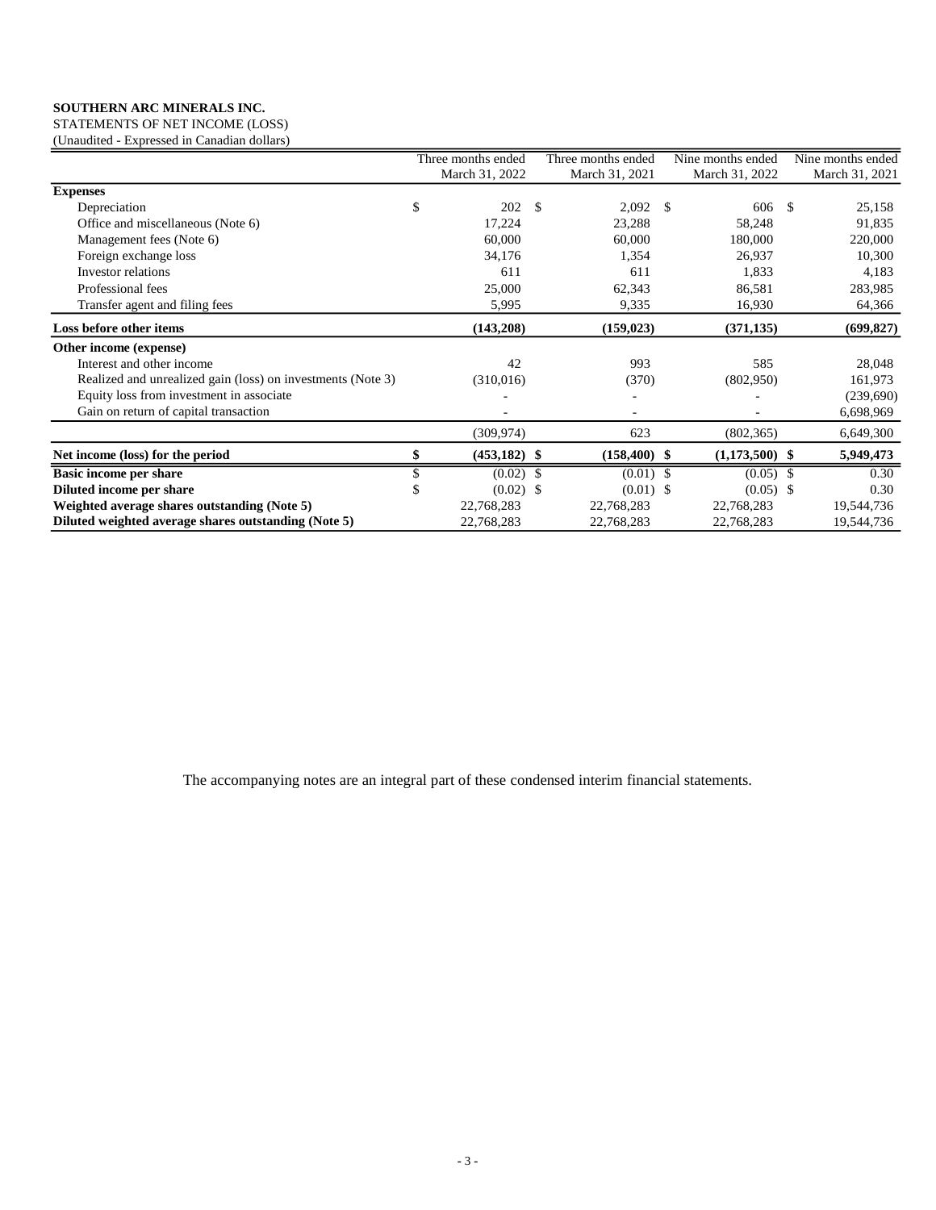**SOUTHERN ARC MINERALS INC.**
STATEMENTS OF NET INCOME (LOSS)
(Unaudited - Expressed in Canadian dollars)

| | Three months ended March 31, 2022 | Three months ended March 31, 2021 | Nine months ended March 31, 2022 | Nine months ended March 31, 2021 |
|---|---|---|---|---|
| **Expenses** | | | | |
| Depreciation | $ 202 | $ 2,092 | $ 606 | $ 25,158 |
| Office and miscellaneous (Note 6) | 17,224 | 23,288 | 58,248 | 91,835 |
| Management fees (Note 6) | 60,000 | 60,000 | 180,000 | 220,000 |
| Foreign exchange loss | 34,176 | 1,354 | 26,937 | 10,300 |
| Investor relations | 611 | 611 | 1,833 | 4,183 |
| Professional fees | 25,000 | 62,343 | 86,581 | 283,985 |
| Transfer agent and filing fees | 5,995 | 9,335 | 16,930 | 64,366 |
| **Loss before other items** | **(143,208)** | **(159,023)** | **(371,135)** | **(699,827)** |
| **Other income (expense)** | | | | |
| Interest and other income | 42 | 993 | 585 | 28,048 |
| Realized and unrealized gain (loss) on investments (Note 3) | (310,016) | (370) | (802,950) | 161,973 |
| Equity loss from investment in associate | - | - | - | (239,690) |
| Gain on return of capital transaction | - | - | - | 6,698,969 |
| | (309,974) | 623 | (802,365) | 6,649,300 |
| **Net income (loss) for the period** | **$ (453,182)** | **$ (158,400)** | **$ (1,173,500)** | **$ 5,949,473** |
| **Basic income per share** | $ (0.02) | $ (0.01) | $ (0.05) | $ 0.30 |
| **Diluted income per share** | $ (0.02) | $ (0.01) | $ (0.05) | $ 0.30 |
| **Weighted average shares outstanding (Note 5)** | 22,768,283 | 22,768,283 | 22,768,283 | 19,544,736 |
| **Diluted weighted average shares outstanding (Note 5)** | 22,768,283 | 22,768,283 | 22,768,283 | 19,544,736 |

The accompanying notes are an integral part of these condensed interim financial statements.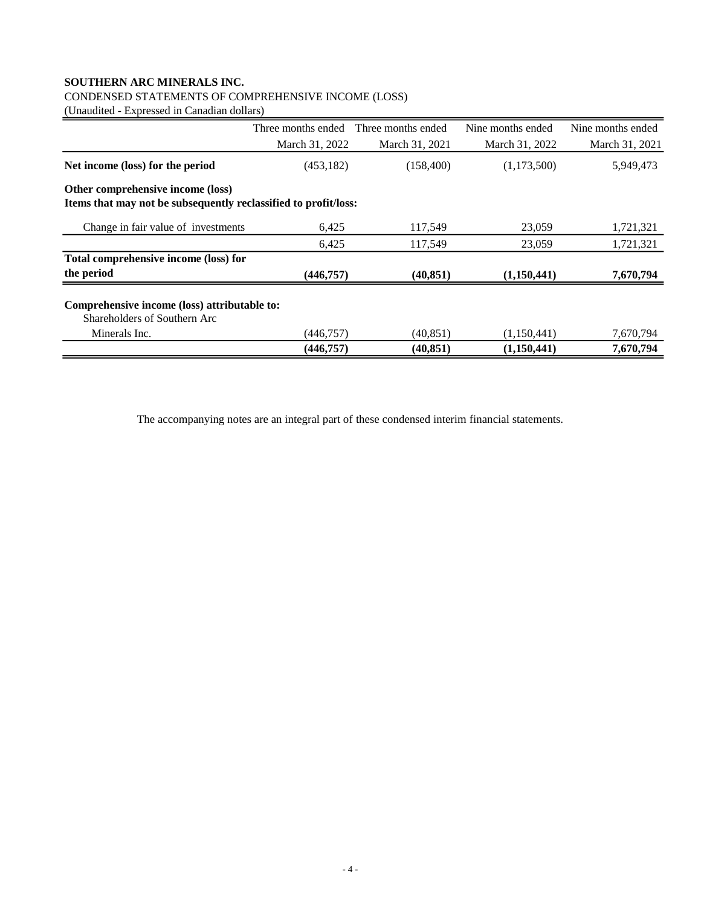**SOUTHERN ARC MINERALS INC.**

CONDENSED STATEMENTS OF COMPREHENSIVE INCOME (LOSS)

(Unaudited - Expressed in Canadian dollars)

| | Three months ended March 31, 2022 | Three months ended March 31, 2021 | Nine months ended March 31, 2022 | Nine months ended March 31, 2021 |
|---|---|---|---|---|
| **Net income (loss) for the period** | (453,182) | (158,400) | (1,173,500) | 5,949,473 |
| **Other comprehensive income (loss)** | | | | |
| **Items that may not be subsequently reclassified to profit/loss:** | | | | |
| Change in fair value of investments | 6,425 | 117,549 | 23,059 | 1,721,321 |
| | 6,425 | 117,549 | 23,059 | 1,721,321 |
| **Total comprehensive income (loss) for the period** | **(446,757)** | **(40,851)** | **(1,150,441)** | **7,670,794** |
| **Comprehensive income (loss) attributable to:** | | | | |
| Shareholders of Southern Arc Minerals Inc. | (446,757) | (40,851) | (1,150,441) | 7,670,794 |
| | **(446,757)** | **(40,851)** | **(1,150,441)** | **7,670,794** |

The accompanying notes are an integral part of these condensed interim financial statements.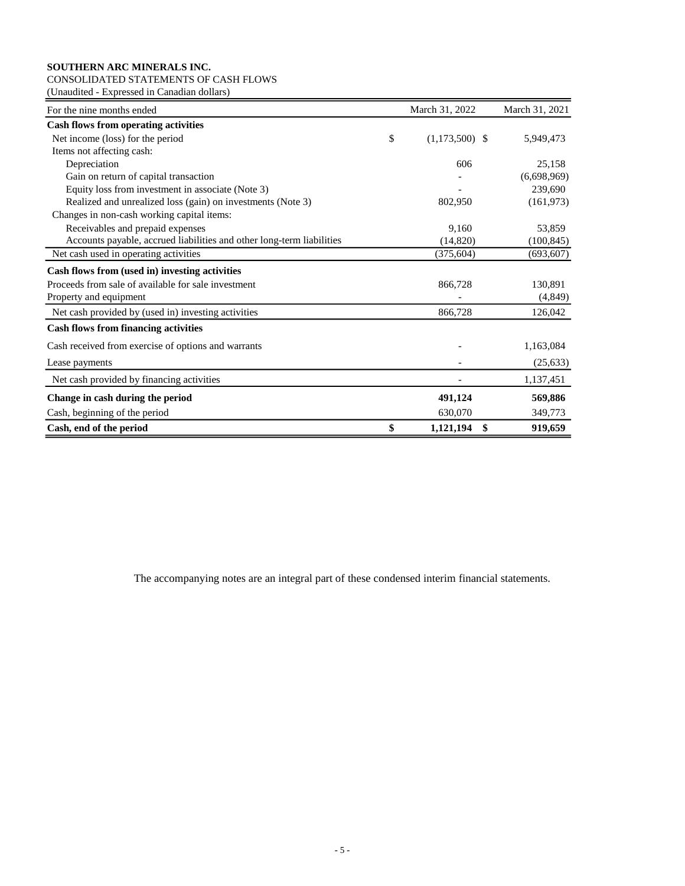**SOUTHERN ARC MINERALS INC.**

CONSOLIDATED STATEMENTS OF CASH FLOWS

(Unaudited - Expressed in Canadian dollars)

| For the nine months ended | March 31, 2022 | March 31, 2021 |
|---|---|---|
| **Cash flows from operating activities** | | |
| Net income (loss) for the period | $ (1,173,500) | $ 5,949,473 |
| Items not affecting cash: | | |
| Depreciation | 606 | 25,158 |
| Gain on return of capital transaction | - | (6,698,969) |
| Equity loss from investment in associate (Note 3) | - | 239,690 |
| Realized and unrealized loss (gain) on investments (Note 3) | 802,950 | (161,973) |
| Changes in non-cash working capital items: | | |
| Receivables and prepaid expenses | 9,160 | 53,859 |
| Accounts payable, accrued liabilities and other long-term liabilities | (14,820) | (100,845) |
| Net cash used in operating activities | (375,604) | (693,607) |
| **Cash flows from (used in) investing activities** | | |
| Proceeds from sale of available for sale investment | 866,728 | 130,891 |
| Property and equipment | - | (4,849) |
| Net cash provided by (used in) investing activities | 866,728 | 126,042 |
| **Cash flows from financing activities** | | |
| Cash received from exercise of options and warrants | - | 1,163,084 |
| Lease payments | - | (25,633) |
| Net cash provided by financing activities | - | 1,137,451 |
| **Change in cash during the period** | **491,124** | **569,886** |
| Cash, beginning of the period | 630,070 | 349,773 |
| **Cash, end of the period** | **$ 1,121,194** | **$ 919,659** |

The accompanying notes are an integral part of these condensed interim financial statements.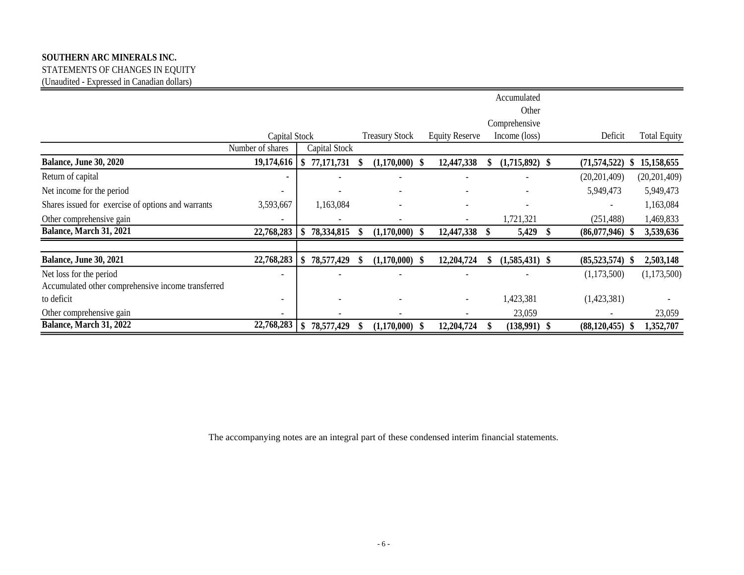**SOUTHERN ARC MINERALS INC.**
STATEMENTS OF CHANGES IN EQUITY
(Unaudited - Expressed in Canadian dollars)

| | Capital Stock | | Treasury Stock | Equity Reserve | Accumulated Other Comprehensive Income (loss) | Deficit | Total Equity |
|---|---|---|---|---|---|---|---|
| | Number of shares | Capital Stock | | | | | |
| **Balance, June 30, 2020** | **19,174,616** | **$ 77,171,731** | **$ (1,170,000)** | **$ 12,447,338** | **$ (1,715,892)** | **$ (71,574,522)** | **$ 15,158,655** |
| Return of capital | - | - | - | - | - | (20,201,409) | (20,201,409) |
| Net income for the period | - | - | - | - | - | 5,949,473 | 5,949,473 |
| Shares issued for exercise of options and warrants | 3,593,667 | 1,163,084 | - | - | - | - | 1,163,084 |
| Other comprehensive gain | - | - | - | - | 1,721,321 | (251,488) | 1,469,833 |
| **Balance, March 31, 2021** | **22,768,283** | **$ 78,334,815** | **$ (1,170,000)** | **$ 12,447,338** | **$ 5,429** | **$ (86,077,946)** | **$ 3,539,636** |
| | | | | | | | |
| **Balance, June 30, 2021** | **22,768,283** | **$ 78,577,429** | **$ (1,170,000)** | **$ 12,204,724** | **$ (1,585,431)** | **$ (85,523,574)** | **$ 2,503,148** |
| Net loss for the period | - | - | - | - | - | (1,173,500) | (1,173,500) |
| Accumulated other comprehensive income transferred to deficit | - | - | - | - | 1,423,381 | (1,423,381) | - |
| Other comprehensive gain | - | - | - | - | 23,059 | - | 23,059 |
| **Balance, March 31, 2022** | **22,768,283** | **$ 78,577,429** | **$ (1,170,000)** | **$ 12,204,724** | **$ (138,991)** | **$ (88,120,455)** | **$ 1,352,707** |

The accompanying notes are an integral part of these condensed interim financial statements.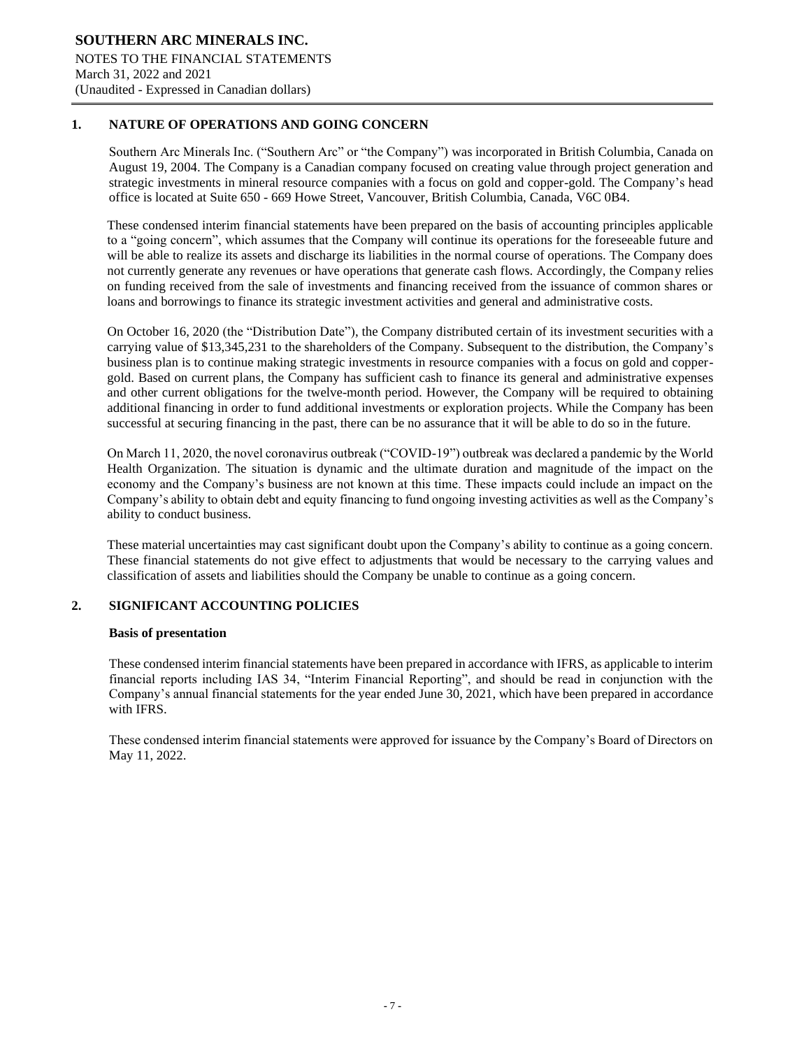## 1. NATURE OF OPERATIONS AND GOING CONCERN

Southern Arc Minerals Inc. ("Southern Arc" or "the Company") was incorporated in British Columbia, Canada on August 19, 2004. The Company is a Canadian company focused on creating value through project generation and strategic investments in mineral resource companies with a focus on gold and copper-gold. The Company's head office is located at Suite 650 - 669 Howe Street, Vancouver, British Columbia, Canada, V6C 0B4.

These condensed interim financial statements have been prepared on the basis of accounting principles applicable to a "going concern", which assumes that the Company will continue its operations for the foreseeable future and will be able to realize its assets and discharge its liabilities in the normal course of operations. The Company does not currently generate any revenues or have operations that generate cash flows. Accordingly, the Company relies on funding received from the sale of investments and financing received from the issuance of common shares or loans and borrowings to finance its strategic investment activities and general and administrative costs.

On October 16, 2020 (the "Distribution Date"), the Company distributed certain of its investment securities with a carrying value of $13,345,231 to the shareholders of the Company. Subsequent to the distribution, the Company's business plan is to continue making strategic investments in resource companies with a focus on gold and copper-gold. Based on current plans, the Company has sufficient cash to finance its general and administrative expenses and other current obligations for the twelve-month period. However, the Company will be required to obtaining additional financing in order to fund additional investments or exploration projects. While the Company has been successful at securing financing in the past, there can be no assurance that it will be able to do so in the future.

On March 11, 2020, the novel coronavirus outbreak ("COVID-19") outbreak was declared a pandemic by the World Health Organization. The situation is dynamic and the ultimate duration and magnitude of the impact on the economy and the Company's business are not known at this time. These impacts could include an impact on the Company's ability to obtain debt and equity financing to fund ongoing investing activities as well as the Company's ability to conduct business.

These material uncertainties may cast significant doubt upon the Company's ability to continue as a going concern. These financial statements do not give effect to adjustments that would be necessary to the carrying values and classification of assets and liabilities should the Company be unable to continue as a going concern.

## 2. SIGNIFICANT ACCOUNTING POLICIES

### Basis of presentation

These condensed interim financial statements have been prepared in accordance with IFRS, as applicable to interim financial reports including IAS 34, "Interim Financial Reporting", and should be read in conjunction with the Company's annual financial statements for the year ended June 30, 2021, which have been prepared in accordance with IFRS.

These condensed interim financial statements were approved for issuance by the Company's Board of Directors on May 11, 2022.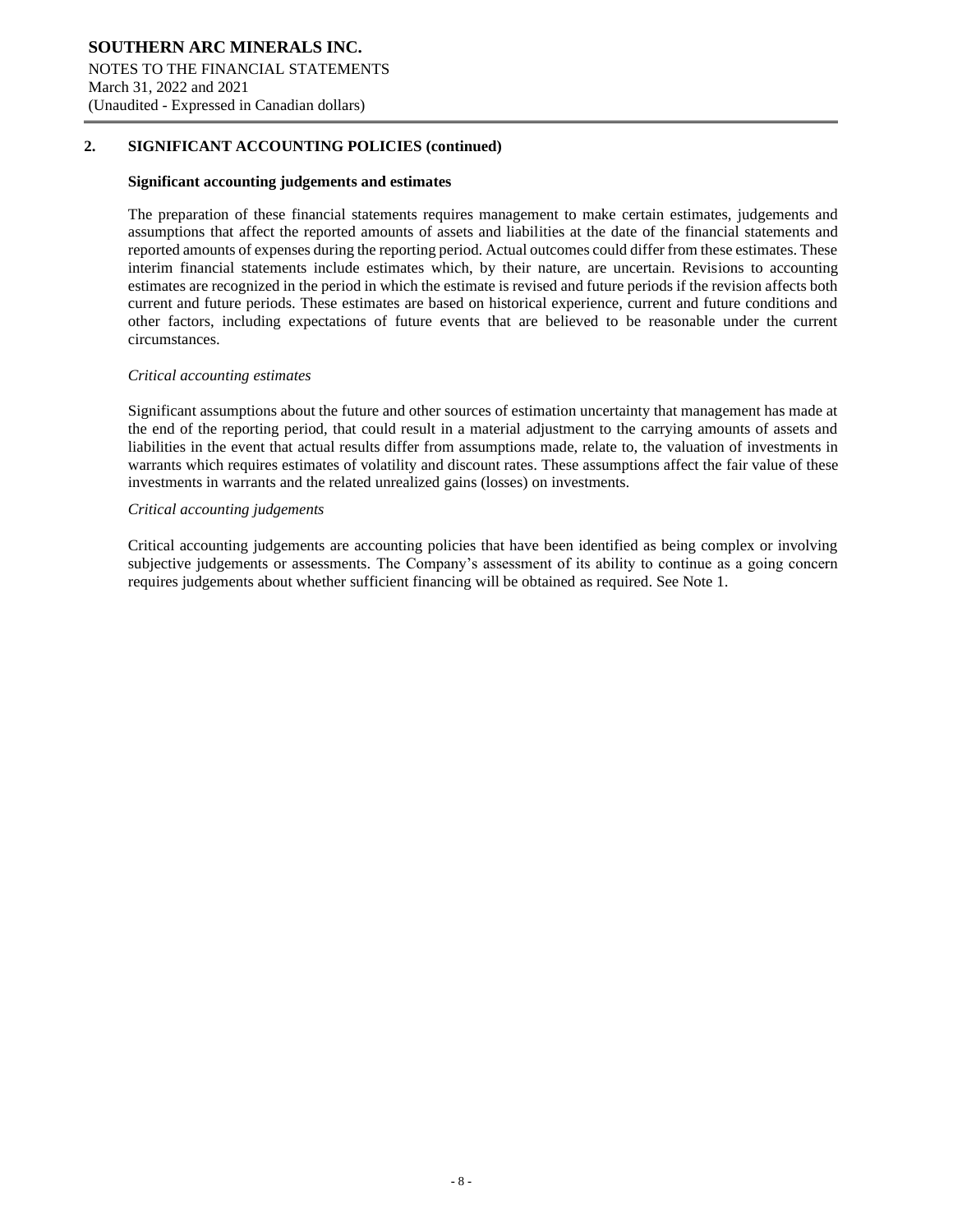## 2. SIGNIFICANT ACCOUNTING POLICIES (continued)

### Significant accounting judgements and estimates

The preparation of these financial statements requires management to make certain estimates, judgements and assumptions that affect the reported amounts of assets and liabilities at the date of the financial statements and reported amounts of expenses during the reporting period. Actual outcomes could differ from these estimates. These interim financial statements include estimates which, by their nature, are uncertain. Revisions to accounting estimates are recognized in the period in which the estimate is revised and future periods if the revision affects both current and future periods. These estimates are based on historical experience, current and future conditions and other factors, including expectations of future events that are believed to be reasonable under the current circumstances.

*Critical accounting estimates*

Significant assumptions about the future and other sources of estimation uncertainty that management has made at the end of the reporting period, that could result in a material adjustment to the carrying amounts of assets and liabilities in the event that actual results differ from assumptions made, relate to, the valuation of investments in warrants which requires estimates of volatility and discount rates. These assumptions affect the fair value of these investments in warrants and the related unrealized gains (losses) on investments.

*Critical accounting judgements*

Critical accounting judgements are accounting policies that have been identified as being complex or involving subjective judgements or assessments. The Company's assessment of its ability to continue as a going concern requires judgements about whether sufficient financing will be obtained as required. See Note 1.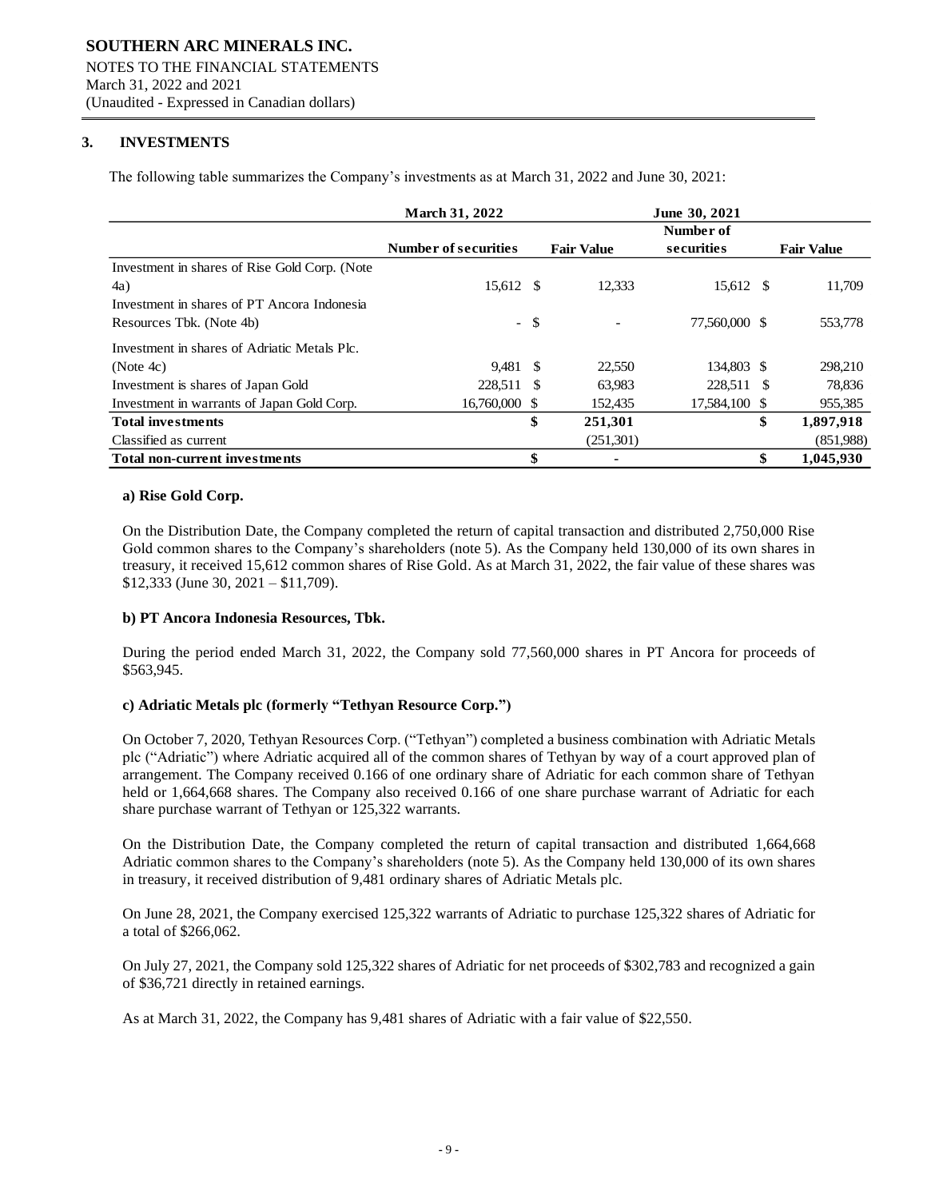SOUTHERN ARC MINERALS INC.
NOTES TO THE FINANCIAL STATEMENTS
March 31, 2022 and 2021
(Unaudited - Expressed in Canadian dollars)

## 3. INVESTMENTS

The following table summarizes the Company's investments as at March 31, 2022 and June 30, 2021:

| | March 31, 2022 | | June 30, 2021 | |
|---|---|---|---|---|
| | Number of securities | Fair Value | Number of securities | Fair Value |
| Investment in shares of Rise Gold Corp. (Note 4a) | 15,612 | $ 12,333 | 15,612 | $ 11,709 |
| Investment in shares of PT Ancora Indonesia Resources Tbk. (Note 4b) | - | $ - | 77,560,000 | $ 553,778 |
| Investment in shares of Adriatic Metals Plc. (Note 4c) | 9,481 | $ 22,550 | 134,803 | $ 298,210 |
| Investment is shares of Japan Gold | 228,511 | $ 63,983 | 228,511 | $ 78,836 |
| Investment in warrants of Japan Gold Corp. | 16,760,000 | $ 152,435 | 17,584,100 | $ 955,385 |
| **Total investments** | | **$ 251,301** | | **$ 1,897,918** |
| Classified as current | | (251,301) | | (851,988) |
| **Total non-current investments** | | **$ -** | | **$ 1,045,930** |

**a) Rise Gold Corp.**

On the Distribution Date, the Company completed the return of capital transaction and distributed 2,750,000 Rise Gold common shares to the Company's shareholders (note 5). As the Company held 130,000 of its own shares in treasury, it received 15,612 common shares of Rise Gold. As at March 31, 2022, the fair value of these shares was $12,333 (June 30, 2021 – $11,709).

**b) PT Ancora Indonesia Resources, Tbk.**

During the period ended March 31, 2022, the Company sold 77,560,000 shares in PT Ancora for proceeds of $563,945.

**c) Adriatic Metals plc (formerly "Tethyan Resource Corp.")**

On October 7, 2020, Tethyan Resources Corp. ("Tethyan") completed a business combination with Adriatic Metals plc ("Adriatic") where Adriatic acquired all of the common shares of Tethyan by way of a court approved plan of arrangement. The Company received 0.166 of one ordinary share of Adriatic for each common share of Tethyan held or 1,664,668 shares. The Company also received 0.166 of one share purchase warrant of Adriatic for each share purchase warrant of Tethyan or 125,322 warrants.

On the Distribution Date, the Company completed the return of capital transaction and distributed 1,664,668 Adriatic common shares to the Company's shareholders (note 5). As the Company held 130,000 of its own shares in treasury, it received distribution of 9,481 ordinary shares of Adriatic Metals plc.

On June 28, 2021, the Company exercised 125,322 warrants of Adriatic to purchase 125,322 shares of Adriatic for a total of $266,062.

On July 27, 2021, the Company sold 125,322 shares of Adriatic for net proceeds of $302,783 and recognized a gain of $36,721 directly in retained earnings.

As at March 31, 2022, the Company has 9,481 shares of Adriatic with a fair value of $22,550.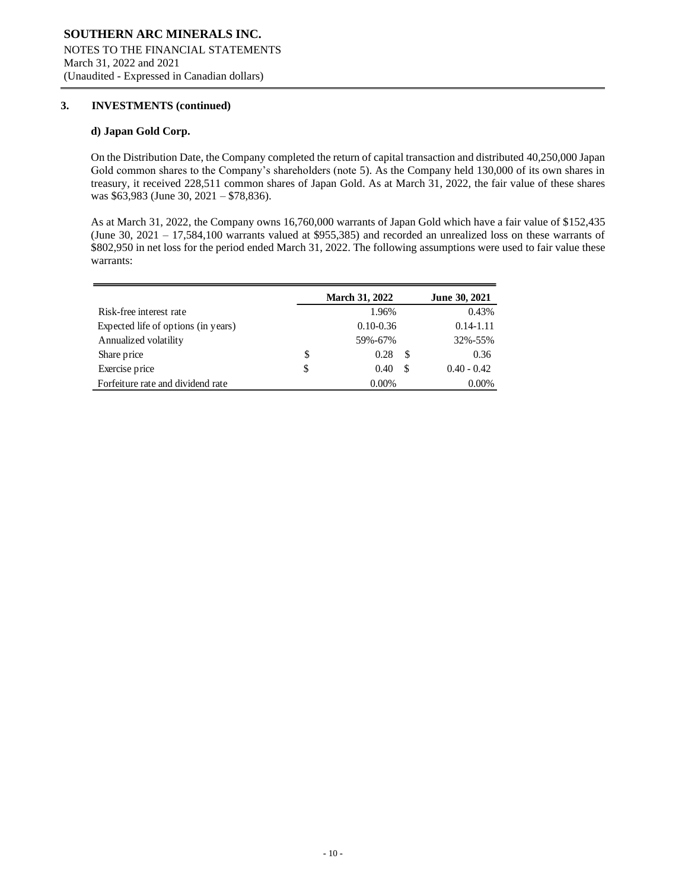## 3. INVESTMENTS (continued)

### d) Japan Gold Corp.

On the Distribution Date, the Company completed the return of capital transaction and distributed 40,250,000 Japan Gold common shares to the Company's shareholders (note 5). As the Company held 130,000 of its own shares in treasury, it received 228,511 common shares of Japan Gold. As at March 31, 2022, the fair value of these shares was $63,983 (June 30, 2021 – $78,836).

As at March 31, 2022, the Company owns 16,760,000 warrants of Japan Gold which have a fair value of $152,435 (June 30, 2021 – 17,584,100 warrants valued at $955,385) and recorded an unrealized loss on these warrants of $802,950 in net loss for the period ended March 31, 2022. The following assumptions were used to fair value these warrants:

| | March 31, 2022 | June 30, 2021 |
|---|---|---|
| Risk-free interest rate | 1.96% | 0.43% |
| Expected life of options (in years) | 0.10-0.36 | 0.14-1.11 |
| Annualized volatility | 59%-67% | 32%-55% |
| Share price | $ 0.28 | $ 0.36 |
| Exercise price | $ 0.40 | $ 0.40 - 0.42 |
| Forfeiture rate and dividend rate | 0.00% | 0.00% |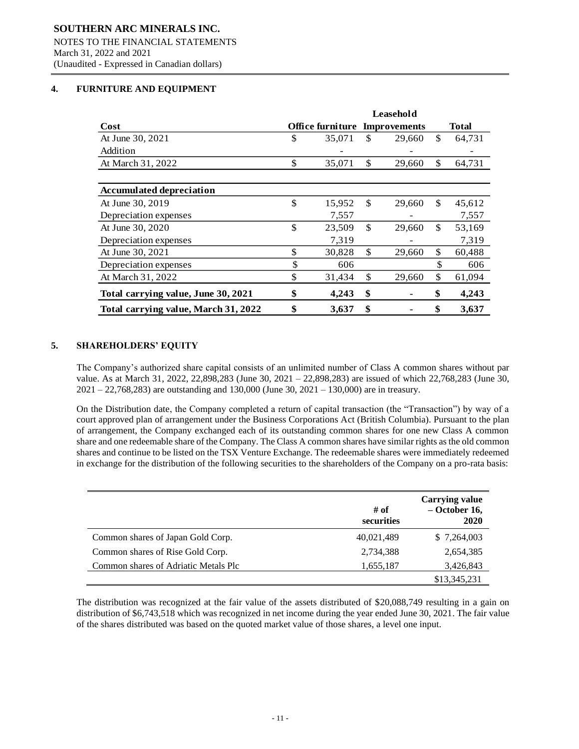SOUTHERN ARC MINERALS INC.
NOTES TO THE FINANCIAL STATEMENTS
March 31, 2022 and 2021
(Unaudited - Expressed in Canadian dollars)

## 4. FURNITURE AND EQUIPMENT

| Cost | Office furniture | Leasehold Improvements | Total |
|---|---|---|---|
| At June 30, 2021 | $ 35,071 | $ 29,660 | $ 64,731 |
| Addition | - | - | - |
| At March 31, 2022 | $ 35,071 | $ 29,660 | $ 64,731 |
| **Accumulated depreciation** | | | |
| At June 30, 2019 | $ 15,952 | $ 29,660 | $ 45,612 |
| Depreciation expenses | 7,557 | - | 7,557 |
| At June 30, 2020 | $ 23,509 | $ 29,660 | $ 53,169 |
| Depreciation expenses | 7,319 | - | 7,319 |
| At June 30, 2021 | $ 30,828 | $ 29,660 | $ 60,488 |
| Depreciation expenses | $ 606 | | $ 606 |
| At March 31, 2022 | $ 31,434 | $ 29,660 | $ 61,094 |
| **Total carrying value, June 30, 2021** | **$ 4,243** | **$ -** | **$ 4,243** |
| **Total carrying value, March 31, 2022** | **$ 3,637** | **$ -** | **$ 3,637** |

## 5. SHAREHOLDERS' EQUITY

The Company's authorized share capital consists of an unlimited number of Class A common shares without par value. As at March 31, 2022, 22,898,283 (June 30, 2021 – 22,898,283) are issued of which 22,768,283 (June 30, 2021 – 22,768,283) are outstanding and 130,000 (June 30, 2021 – 130,000) are in treasury.

On the Distribution date, the Company completed a return of capital transaction (the "Transaction") by way of a court approved plan of arrangement under the Business Corporations Act (British Columbia). Pursuant to the plan of arrangement, the Company exchanged each of its outstanding common shares for one new Class A common share and one redeemable share of the Company. The Class A common shares have similar rights as the old common shares and continue to be listed on the TSX Venture Exchange. The redeemable shares were immediately redeemed in exchange for the distribution of the following securities to the shareholders of the Company on a pro-rata basis:

| | # of securities | Carrying value – October 16, 2020 |
|---|---|---|
| Common shares of Japan Gold Corp. | 40,021,489 | $ 7,264,003 |
| Common shares of Rise Gold Corp. | 2,734,388 | 2,654,385 |
| Common shares of Adriatic Metals Plc | 1,655,187 | 3,426,843 |
| | | $13,345,231 |

The distribution was recognized at the fair value of the assets distributed of $20,088,749 resulting in a gain on distribution of $6,743,518 which was recognized in net income during the year ended June 30, 2021. The fair value of the shares distributed was based on the quoted market value of those shares, a level one input.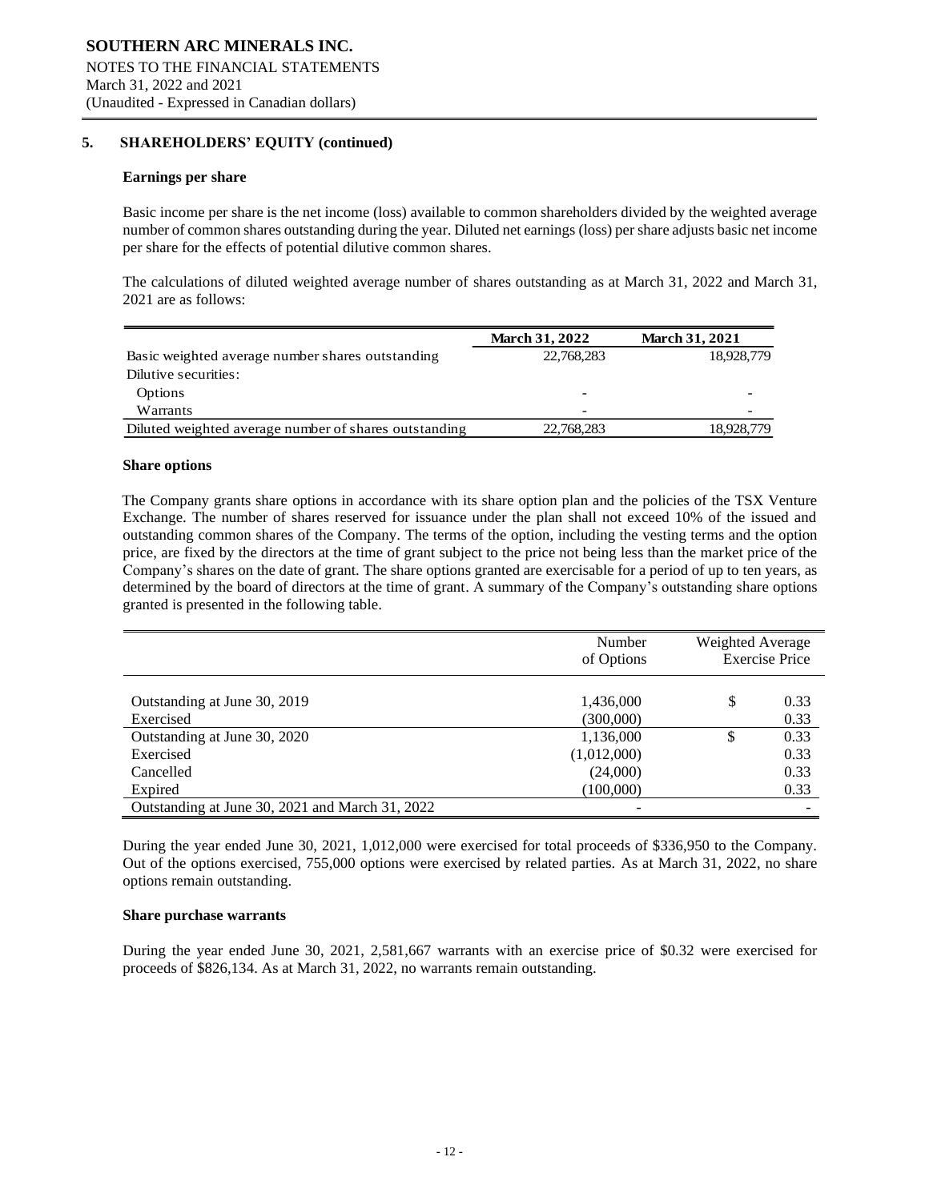## 5. SHAREHOLDERS' EQUITY (continued)

### Earnings per share

Basic income per share is the net income (loss) available to common shareholders divided by the weighted average number of common shares outstanding during the year. Diluted net earnings (loss) per share adjusts basic net income per share for the effects of potential dilutive common shares.

The calculations of diluted weighted average number of shares outstanding as at March 31, 2022 and March 31, 2021 are as follows:

| | March 31, 2022 | March 31, 2021 |
|---|---|---|
| Basic weighted average number shares outstanding | 22,768,283 | 18,928,779 |
| Dilutive securities: | | |
| Options | - | - |
| Warrants | - | - |
| Diluted weighted average number of shares outstanding | 22,768,283 | 18,928,779 |

### Share options

The Company grants share options in accordance with its share option plan and the policies of the TSX Venture Exchange. The number of shares reserved for issuance under the plan shall not exceed 10% of the issued and outstanding common shares of the Company. The terms of the option, including the vesting terms and the option price, are fixed by the directors at the time of grant subject to the price not being less than the market price of the Company's shares on the date of grant. The share options granted are exercisable for a period of up to ten years, as determined by the board of directors at the time of grant. A summary of the Company's outstanding share options granted is presented in the following table.

| | Number of Options | Weighted Average Exercise Price |
|---|---|---|
| Outstanding at June 30, 2019 | 1,436,000 | $ 0.33 |
| Exercised | (300,000) | 0.33 |
| Outstanding at June 30, 2020 | 1,136,000 | $ 0.33 |
| Exercised | (1,012,000) | 0.33 |
| Cancelled | (24,000) | 0.33 |
| Expired | (100,000) | 0.33 |
| Outstanding at June 30, 2021 and March 31, 2022 | - | - |

During the year ended June 30, 2021, 1,012,000 were exercised for total proceeds of $336,950 to the Company. Out of the options exercised, 755,000 options were exercised by related parties. As at March 31, 2022, no share options remain outstanding.

### Share purchase warrants

During the year ended June 30, 2021, 2,581,667 warrants with an exercise price of $0.32 were exercised for proceeds of $826,134. As at March 31, 2022, no warrants remain outstanding.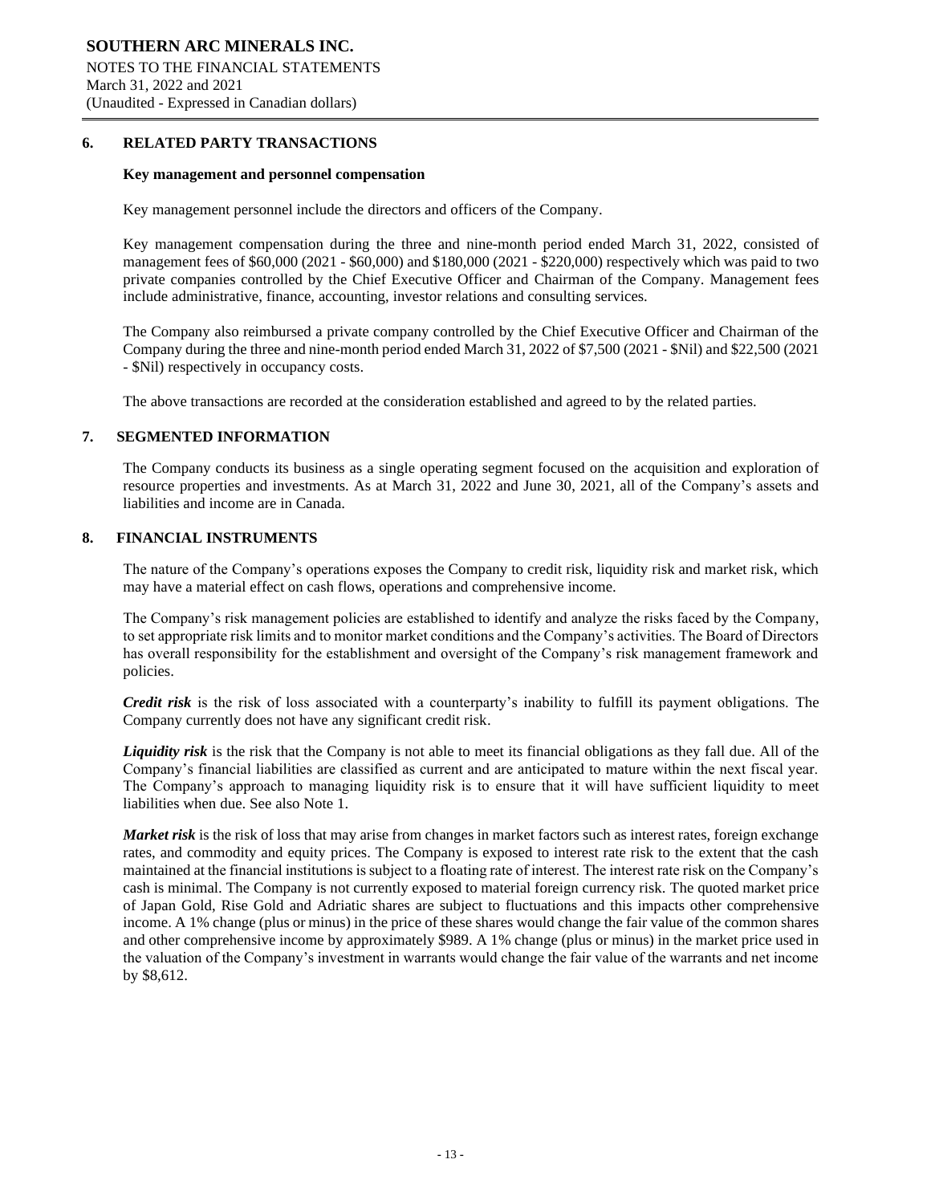## 6. RELATED PARTY TRANSACTIONS

### Key management and personnel compensation

Key management personnel include the directors and officers of the Company.

Key management compensation during the three and nine-month period ended March 31, 2022, consisted of management fees of $60,000 (2021 - $60,000) and $180,000 (2021 - $220,000) respectively which was paid to two private companies controlled by the Chief Executive Officer and Chairman of the Company. Management fees include administrative, finance, accounting, investor relations and consulting services.

The Company also reimbursed a private company controlled by the Chief Executive Officer and Chairman of the Company during the three and nine-month period ended March 31, 2022 of $7,500 (2021 - $Nil) and $22,500 (2021 - $Nil) respectively in occupancy costs.

The above transactions are recorded at the consideration established and agreed to by the related parties.

## 7. SEGMENTED INFORMATION

The Company conducts its business as a single operating segment focused on the acquisition and exploration of resource properties and investments. As at March 31, 2022 and June 30, 2021, all of the Company's assets and liabilities and income are in Canada.

## 8. FINANCIAL INSTRUMENTS

The nature of the Company's operations exposes the Company to credit risk, liquidity risk and market risk, which may have a material effect on cash flows, operations and comprehensive income.

The Company's risk management policies are established to identify and analyze the risks faced by the Company, to set appropriate risk limits and to monitor market conditions and the Company's activities. The Board of Directors has overall responsibility for the establishment and oversight of the Company's risk management framework and policies.

***Credit risk*** is the risk of loss associated with a counterparty's inability to fulfill its payment obligations. The Company currently does not have any significant credit risk.

***Liquidity risk*** is the risk that the Company is not able to meet its financial obligations as they fall due. All of the Company's financial liabilities are classified as current and are anticipated to mature within the next fiscal year. The Company's approach to managing liquidity risk is to ensure that it will have sufficient liquidity to meet liabilities when due. See also Note 1.

***Market risk*** is the risk of loss that may arise from changes in market factors such as interest rates, foreign exchange rates, and commodity and equity prices. The Company is exposed to interest rate risk to the extent that the cash maintained at the financial institutions is subject to a floating rate of interest. The interest rate risk on the Company's cash is minimal. The Company is not currently exposed to material foreign currency risk. The quoted market price of Japan Gold, Rise Gold and Adriatic shares are subject to fluctuations and this impacts other comprehensive income. A 1% change (plus or minus) in the price of these shares would change the fair value of the common shares and other comprehensive income by approximately $989. A 1% change (plus or minus) in the market price used in the valuation of the Company's investment in warrants would change the fair value of the warrants and net income by $8,612.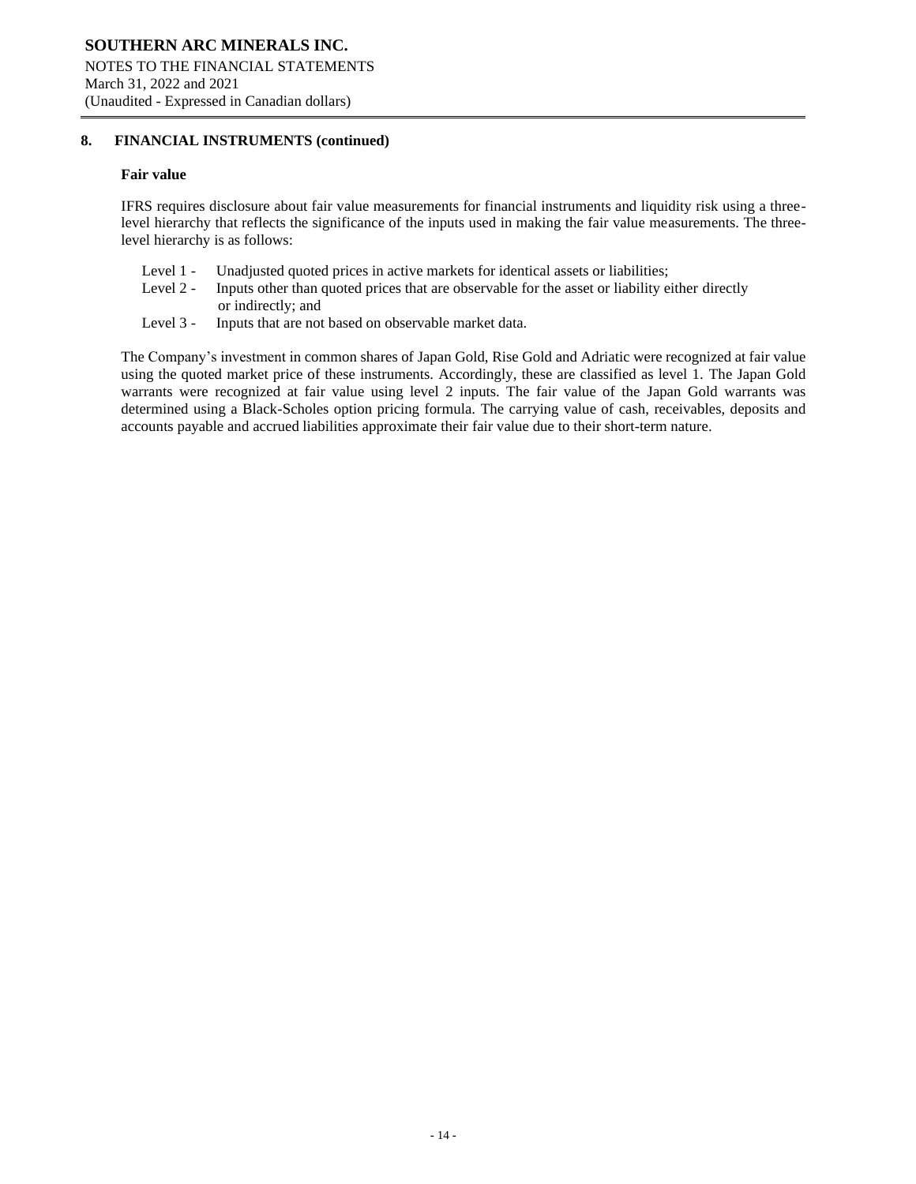## 8. FINANCIAL INSTRUMENTS (continued)

### Fair value

IFRS requires disclosure about fair value measurements for financial instruments and liquidity risk using a three-level hierarchy that reflects the significance of the inputs used in making the fair value measurements. The three-level hierarchy is as follows:

- Level 1 - Unadjusted quoted prices in active markets for identical assets or liabilities;
- Level 2 - Inputs other than quoted prices that are observable for the asset or liability either directly or indirectly; and
- Level 3 - Inputs that are not based on observable market data.

The Company's investment in common shares of Japan Gold, Rise Gold and Adriatic were recognized at fair value using the quoted market price of these instruments. Accordingly, these are classified as level 1. The Japan Gold warrants were recognized at fair value using level 2 inputs. The fair value of the Japan Gold warrants was determined using a Black-Scholes option pricing formula. The carrying value of cash, receivables, deposits and accounts payable and accrued liabilities approximate their fair value due to their short-term nature.